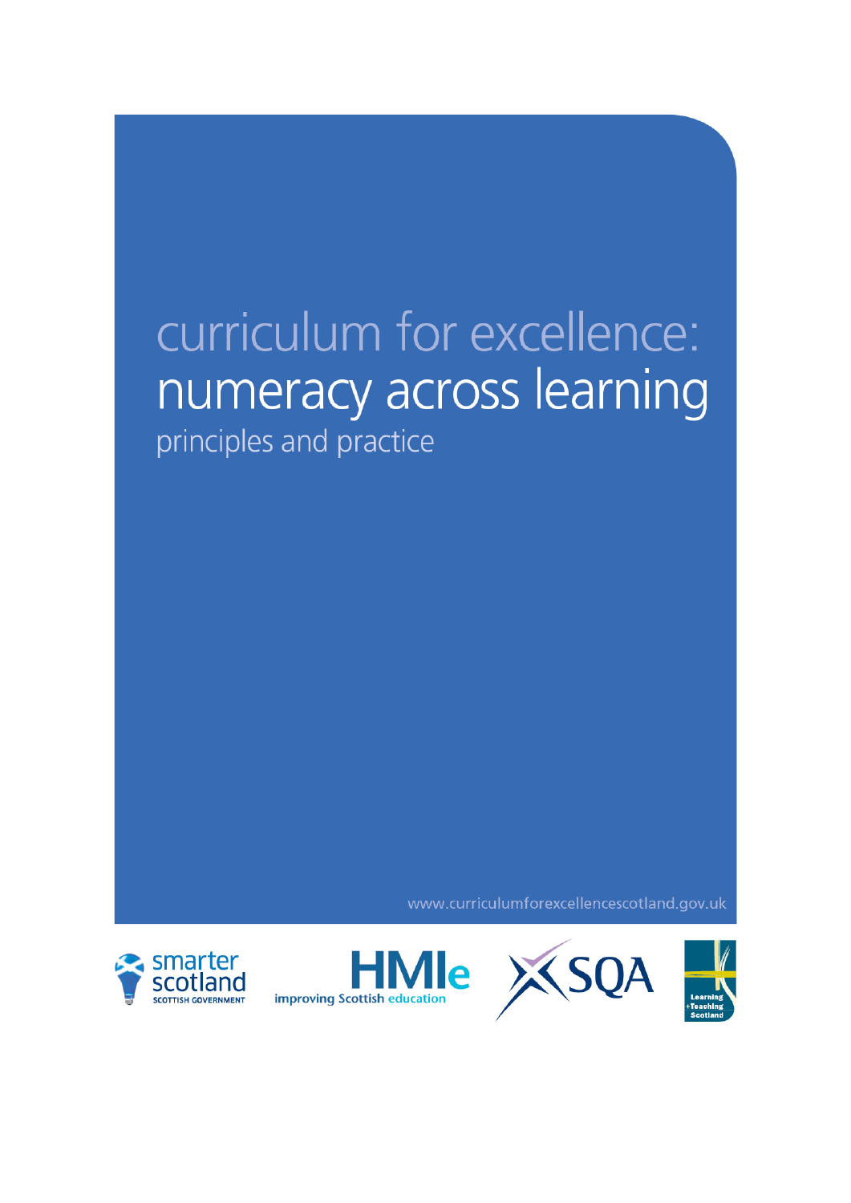# curriculum for excellence: numeracy across learning

## principles and practice

www.curriculumforexcellencescotland.gov.uk

smarter scotland
SCOTTISH GOVERNMENT

HMIe
improving Scottish education

SQA

Learning
+Teaching
Scotland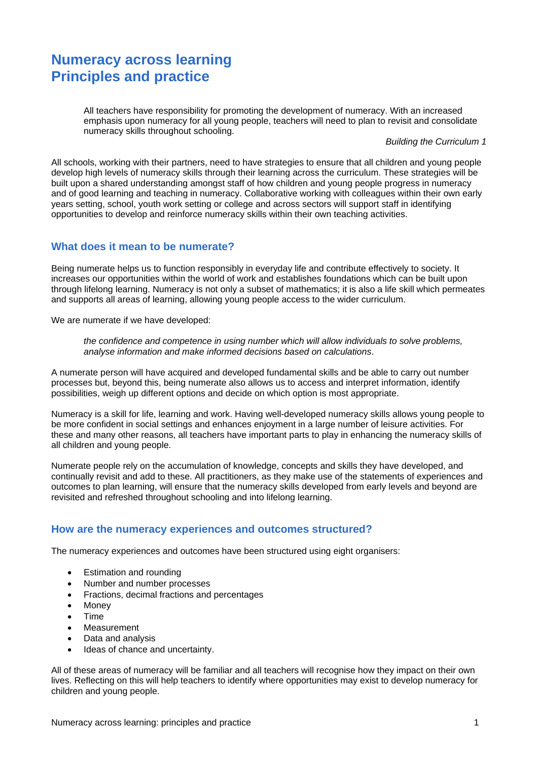# Numeracy across learning
# Principles and practice

> All teachers have responsibility for promoting the development of numeracy. With an increased emphasis upon numeracy for all young people, teachers will need to plan to revisit and consolidate numeracy skills throughout schooling.
>
> *Building the Curriculum 1*

All schools, working with their partners, need to have strategies to ensure that all children and young people develop high levels of numeracy skills through their learning across the curriculum. These strategies will be built upon a shared understanding amongst staff of how children and young people progress in numeracy and of good learning and teaching in numeracy. Collaborative working with colleagues within their own early years setting, school, youth work setting or college and across sectors will support staff in identifying opportunities to develop and reinforce numeracy skills within their own teaching activities.

## What does it mean to be numerate?

Being numerate helps us to function responsibly in everyday life and contribute effectively to society. It increases our opportunities within the world of work and establishes foundations which can be built upon through lifelong learning. Numeracy is not only a subset of mathematics; it is also a life skill which permeates and supports all areas of learning, allowing young people access to the wider curriculum.

We are numerate if we have developed:

> *the confidence and competence in using number which will allow individuals to solve problems, analyse information and make informed decisions based on calculations*.

A numerate person will have acquired and developed fundamental skills and be able to carry out number processes but, beyond this, being numerate also allows us to access and interpret information, identify possibilities, weigh up different options and decide on which option is most appropriate.

Numeracy is a skill for life, learning and work. Having well-developed numeracy skills allows young people to be more confident in social settings and enhances enjoyment in a large number of leisure activities. For these and many other reasons, all teachers have important parts to play in enhancing the numeracy skills of all children and young people.

Numerate people rely on the accumulation of knowledge, concepts and skills they have developed, and continually revisit and add to these. All practitioners, as they make use of the statements of experiences and outcomes to plan learning, will ensure that the numeracy skills developed from early levels and beyond are revisited and refreshed throughout schooling and into lifelong learning.

## How are the numeracy experiences and outcomes structured?

The numeracy experiences and outcomes have been structured using eight organisers:

- Estimation and rounding
- Number and number processes
- Fractions, decimal fractions and percentages
- Money
- Time
- Measurement
- Data and analysis
- Ideas of chance and uncertainty.

All of these areas of numeracy will be familiar and all teachers will recognise how they impact on their own lives. Reflecting on this will help teachers to identify where opportunities may exist to develop numeracy for children and young people.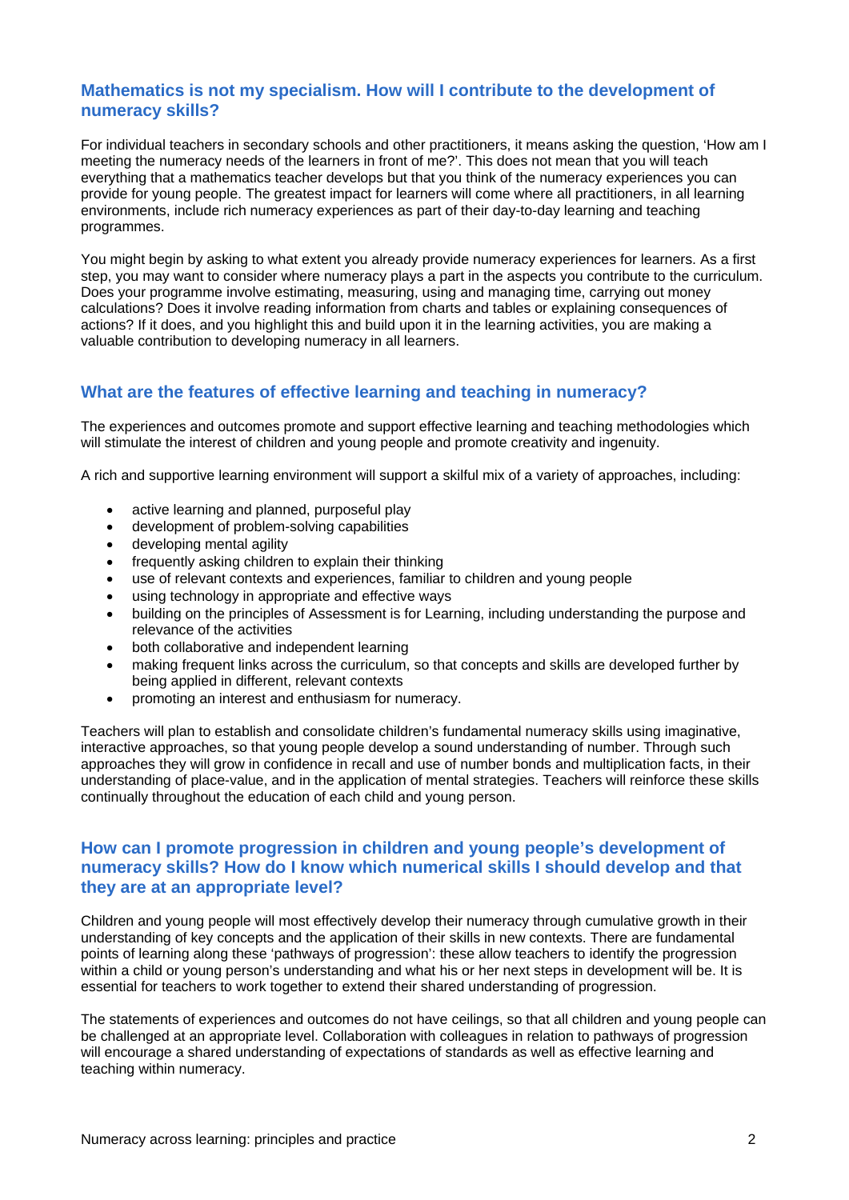## Mathematics is not my specialism. How will I contribute to the development of numeracy skills?

For individual teachers in secondary schools and other practitioners, it means asking the question, 'How am I meeting the numeracy needs of the learners in front of me?'. This does not mean that you will teach everything that a mathematics teacher develops but that you think of the numeracy experiences you can provide for young people. The greatest impact for learners will come where all practitioners, in all learning environments, include rich numeracy experiences as part of their day-to-day learning and teaching programmes.

You might begin by asking to what extent you already provide numeracy experiences for learners. As a first step, you may want to consider where numeracy plays a part in the aspects you contribute to the curriculum. Does your programme involve estimating, measuring, using and managing time, carrying out money calculations? Does it involve reading information from charts and tables or explaining consequences of actions? If it does, and you highlight this and build upon it in the learning activities, you are making a valuable contribution to developing numeracy in all learners.

## What are the features of effective learning and teaching in numeracy?

The experiences and outcomes promote and support effective learning and teaching methodologies which will stimulate the interest of children and young people and promote creativity and ingenuity.

A rich and supportive learning environment will support a skilful mix of a variety of approaches, including:

- active learning and planned, purposeful play
- development of problem-solving capabilities
- developing mental agility
- frequently asking children to explain their thinking
- use of relevant contexts and experiences, familiar to children and young people
- using technology in appropriate and effective ways
- building on the principles of Assessment is for Learning, including understanding the purpose and relevance of the activities
- both collaborative and independent learning
- making frequent links across the curriculum, so that concepts and skills are developed further by being applied in different, relevant contexts
- promoting an interest and enthusiasm for numeracy.

Teachers will plan to establish and consolidate children's fundamental numeracy skills using imaginative, interactive approaches, so that young people develop a sound understanding of number. Through such approaches they will grow in confidence in recall and use of number bonds and multiplication facts, in their understanding of place-value, and in the application of mental strategies. Teachers will reinforce these skills continually throughout the education of each child and young person.

## How can I promote progression in children and young people's development of numeracy skills? How do I know which numerical skills I should develop and that they are at an appropriate level?

Children and young people will most effectively develop their numeracy through cumulative growth in their understanding of key concepts and the application of their skills in new contexts. There are fundamental points of learning along these 'pathways of progression': these allow teachers to identify the progression within a child or young person's understanding and what his or her next steps in development will be. It is essential for teachers to work together to extend their shared understanding of progression.

The statements of experiences and outcomes do not have ceilings, so that all children and young people can be challenged at an appropriate level. Collaboration with colleagues in relation to pathways of progression will encourage a shared understanding of expectations of standards as well as effective learning and teaching within numeracy.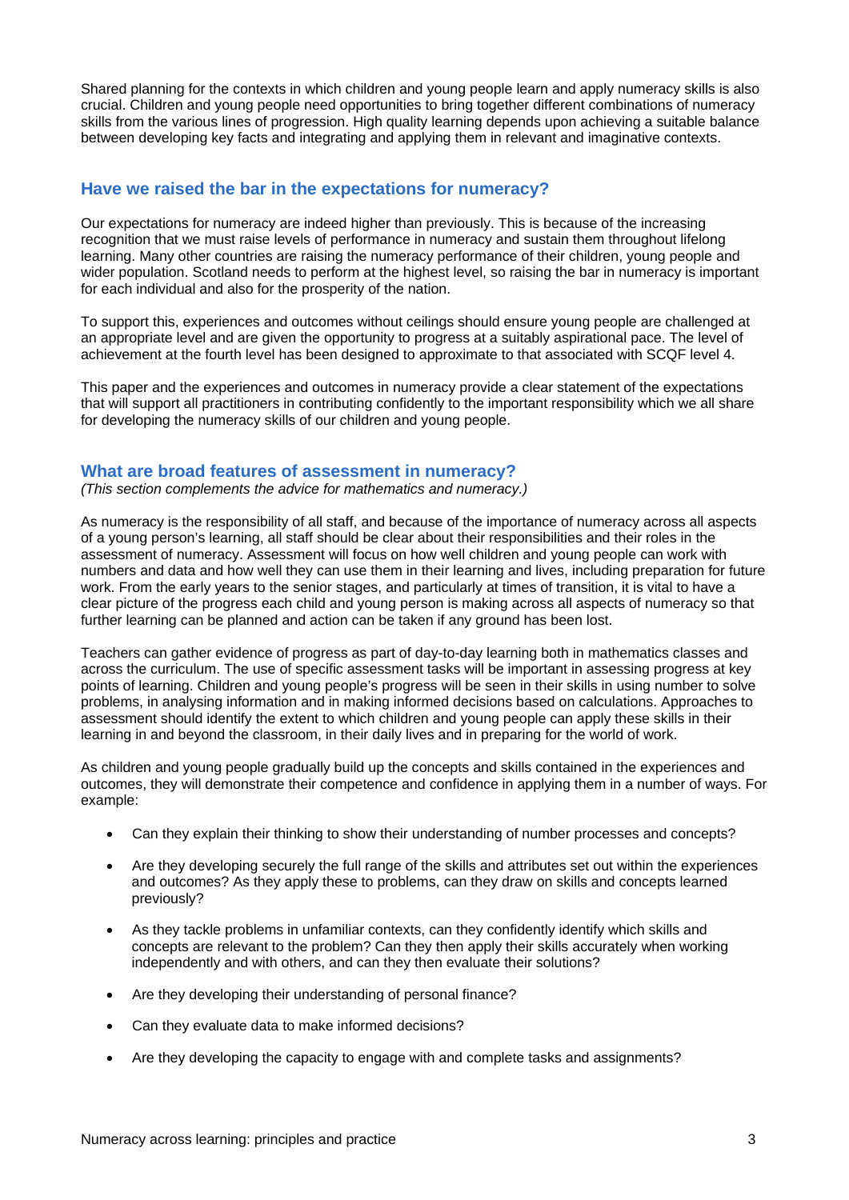Shared planning for the contexts in which children and young people learn and apply numeracy skills is also crucial. Children and young people need opportunities to bring together different combinations of numeracy skills from the various lines of progression. High quality learning depends upon achieving a suitable balance between developing key facts and integrating and applying them in relevant and imaginative contexts.

## Have we raised the bar in the expectations for numeracy?

Our expectations for numeracy are indeed higher than previously. This is because of the increasing recognition that we must raise levels of performance in numeracy and sustain them throughout lifelong learning. Many other countries are raising the numeracy performance of their children, young people and wider population. Scotland needs to perform at the highest level, so raising the bar in numeracy is important for each individual and also for the prosperity of the nation.

To support this, experiences and outcomes without ceilings should ensure young people are challenged at an appropriate level and are given the opportunity to progress at a suitably aspirational pace. The level of achievement at the fourth level has been designed to approximate to that associated with SCQF level 4.

This paper and the experiences and outcomes in numeracy provide a clear statement of the expectations that will support all practitioners in contributing confidently to the important responsibility which we all share for developing the numeracy skills of our children and young people.

## What are broad features of assessment in numeracy?

*(This section complements the advice for mathematics and numeracy.)*

As numeracy is the responsibility of all staff, and because of the importance of numeracy across all aspects of a young person's learning, all staff should be clear about their responsibilities and their roles in the assessment of numeracy. Assessment will focus on how well children and young people can work with numbers and data and how well they can use them in their learning and lives, including preparation for future work. From the early years to the senior stages, and particularly at times of transition, it is vital to have a clear picture of the progress each child and young person is making across all aspects of numeracy so that further learning can be planned and action can be taken if any ground has been lost.

Teachers can gather evidence of progress as part of day-to-day learning both in mathematics classes and across the curriculum. The use of specific assessment tasks will be important in assessing progress at key points of learning. Children and young people's progress will be seen in their skills in using number to solve problems, in analysing information and in making informed decisions based on calculations. Approaches to assessment should identify the extent to which children and young people can apply these skills in their learning in and beyond the classroom, in their daily lives and in preparing for the world of work.

As children and young people gradually build up the concepts and skills contained in the experiences and outcomes, they will demonstrate their competence and confidence in applying them in a number of ways. For example:

- Can they explain their thinking to show their understanding of number processes and concepts?
- Are they developing securely the full range of the skills and attributes set out within the experiences and outcomes? As they apply these to problems, can they draw on skills and concepts learned previously?
- As they tackle problems in unfamiliar contexts, can they confidently identify which skills and concepts are relevant to the problem? Can they then apply their skills accurately when working independently and with others, and can they then evaluate their solutions?
- Are they developing their understanding of personal finance?
- Can they evaluate data to make informed decisions?
- Are they developing the capacity to engage with and complete tasks and assignments?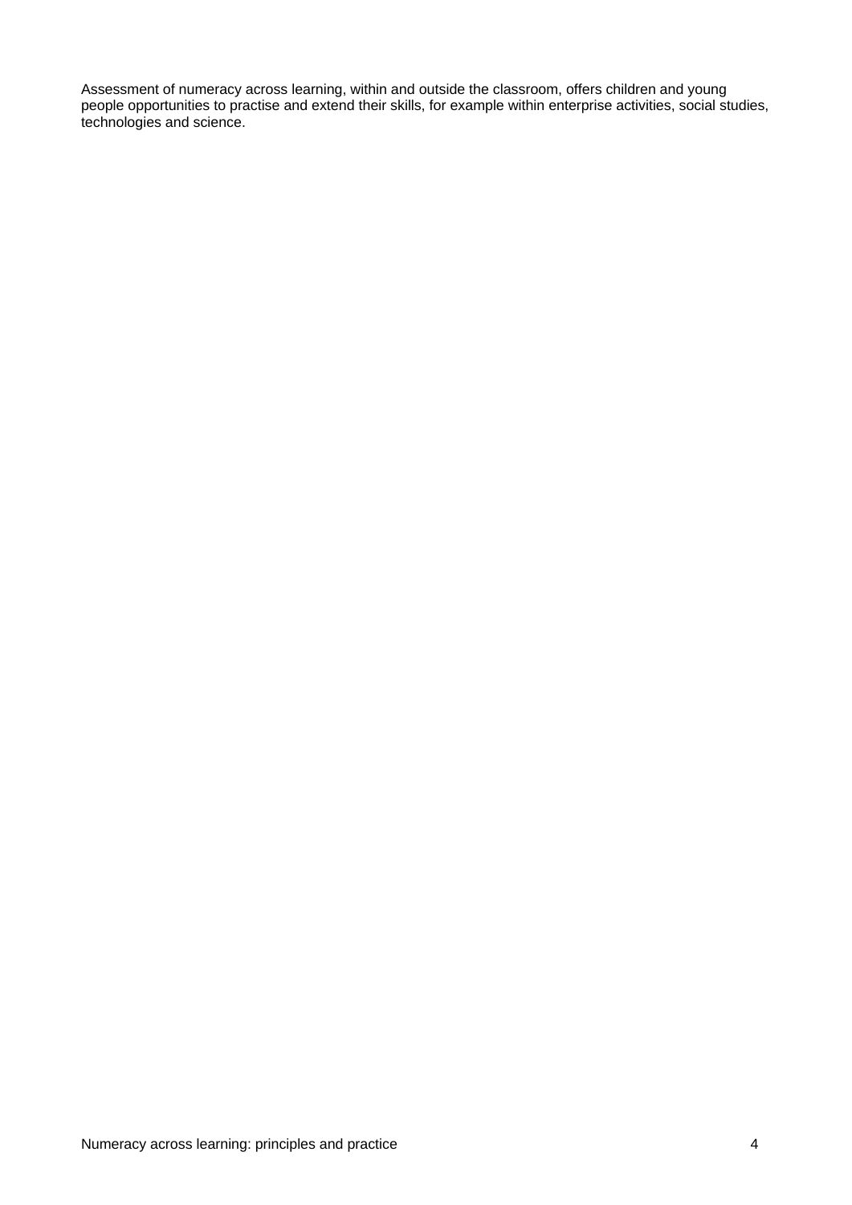Assessment of numeracy across learning, within and outside the classroom, offers children and young people opportunities to practise and extend their skills, for example within enterprise activities, social studies, technologies and science.